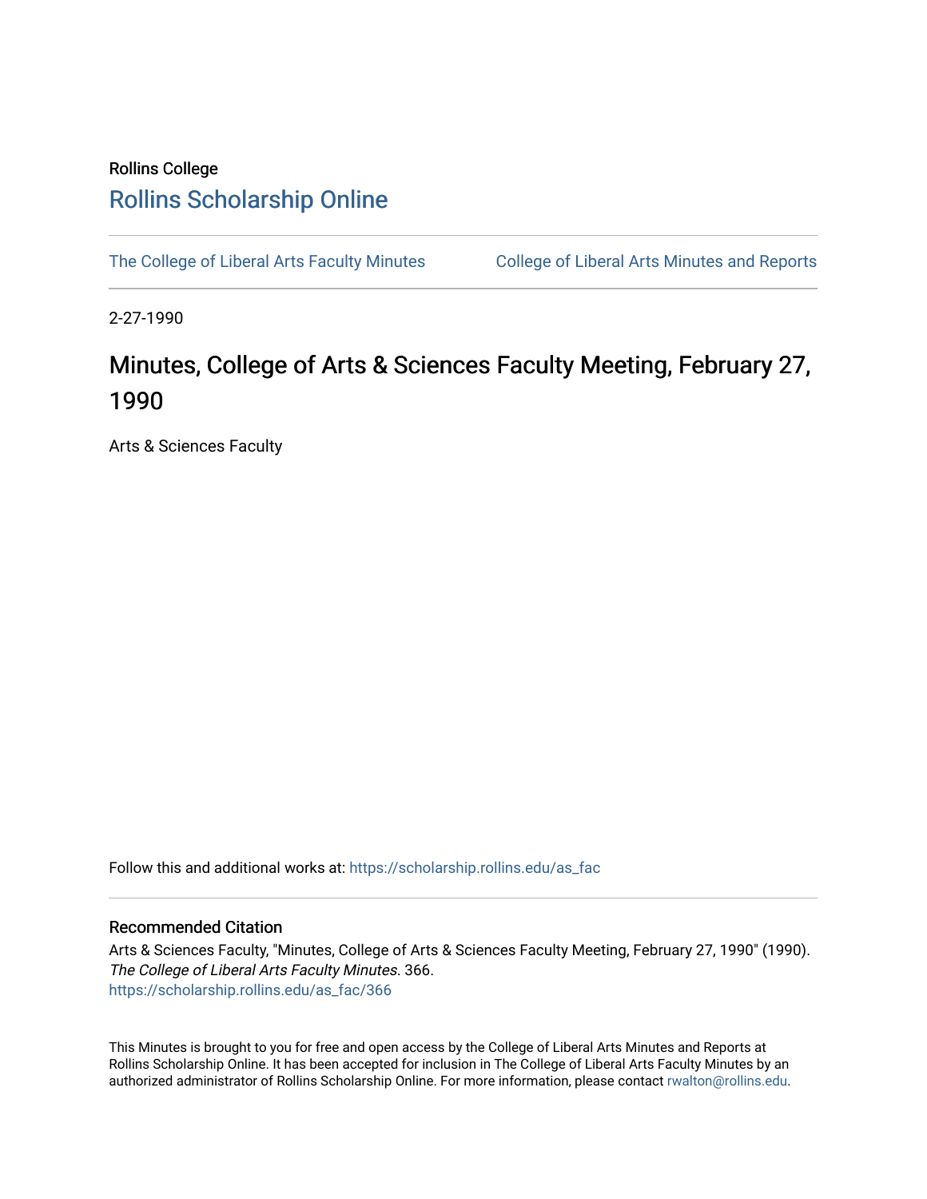Rollins College

# Rollins Scholarship Online

The College of Liberal Arts Faculty Minutes

College of Liberal Arts Minutes and Reports

2-27-1990

# Minutes, College of Arts & Sciences Faculty Meeting, February 27, 1990

Arts & Sciences Faculty

Follow this and additional works at: https://scholarship.rollins.edu/as_fac

## Recommended Citation

Arts & Sciences Faculty, "Minutes, College of Arts & Sciences Faculty Meeting, February 27, 1990" (1990). *The College of Liberal Arts Faculty Minutes*. 366.
https://scholarship.rollins.edu/as_fac/366

This Minutes is brought to you for free and open access by the College of Liberal Arts Minutes and Reports at Rollins Scholarship Online. It has been accepted for inclusion in The College of Liberal Arts Faculty Minutes by an authorized administrator of Rollins Scholarship Online. For more information, please contact rwalton@rollins.edu.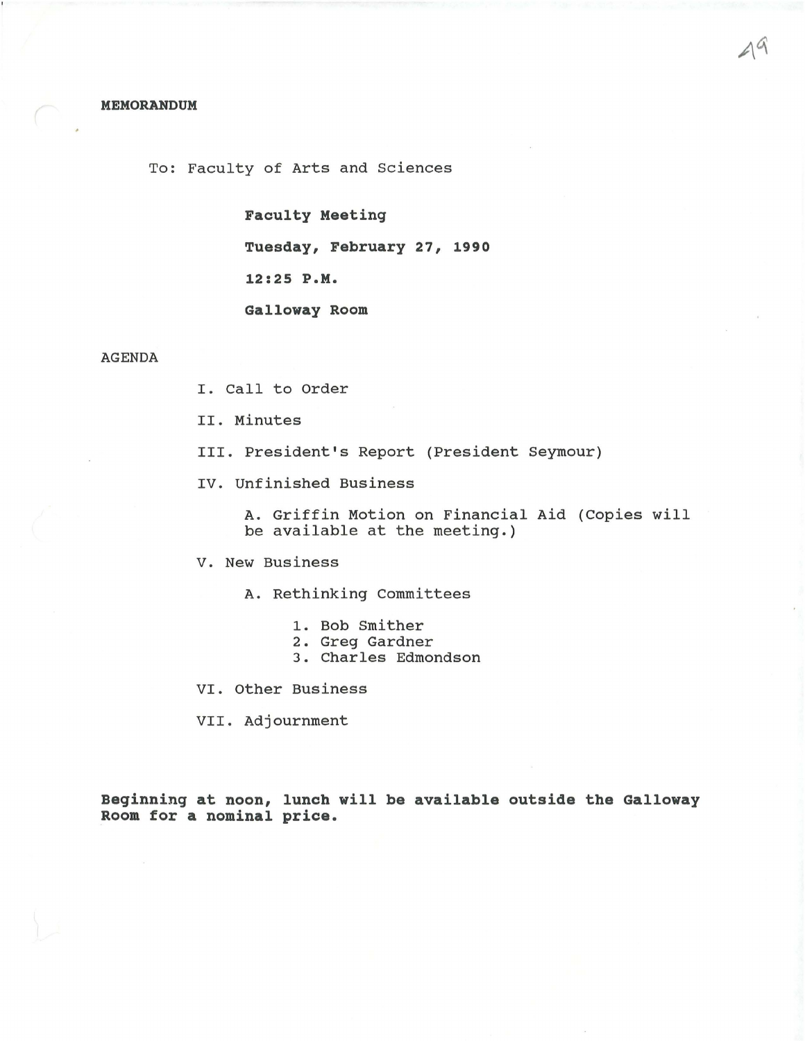**MEMORANDUM**

To: Faculty of Arts and Sciences

**Faculty Meeting**

**Tuesday, February 27, 1990**

**12:25 P.M.**

**Galloway Room**

AGENDA

I. Call to Order

II. Minutes

III. President's Report (President Seymour)

IV. Unfinished Business

A. Griffin Motion on Financial Aid (Copies will be available at the meeting.)

V. New Business

A. Rethinking Committees

1. Bob Smither
2. Greg Gardner
3. Charles Edmondson

VI. Other Business

VII. Adjournment

**Beginning at noon, lunch will be available outside the Galloway Room for a nominal price.**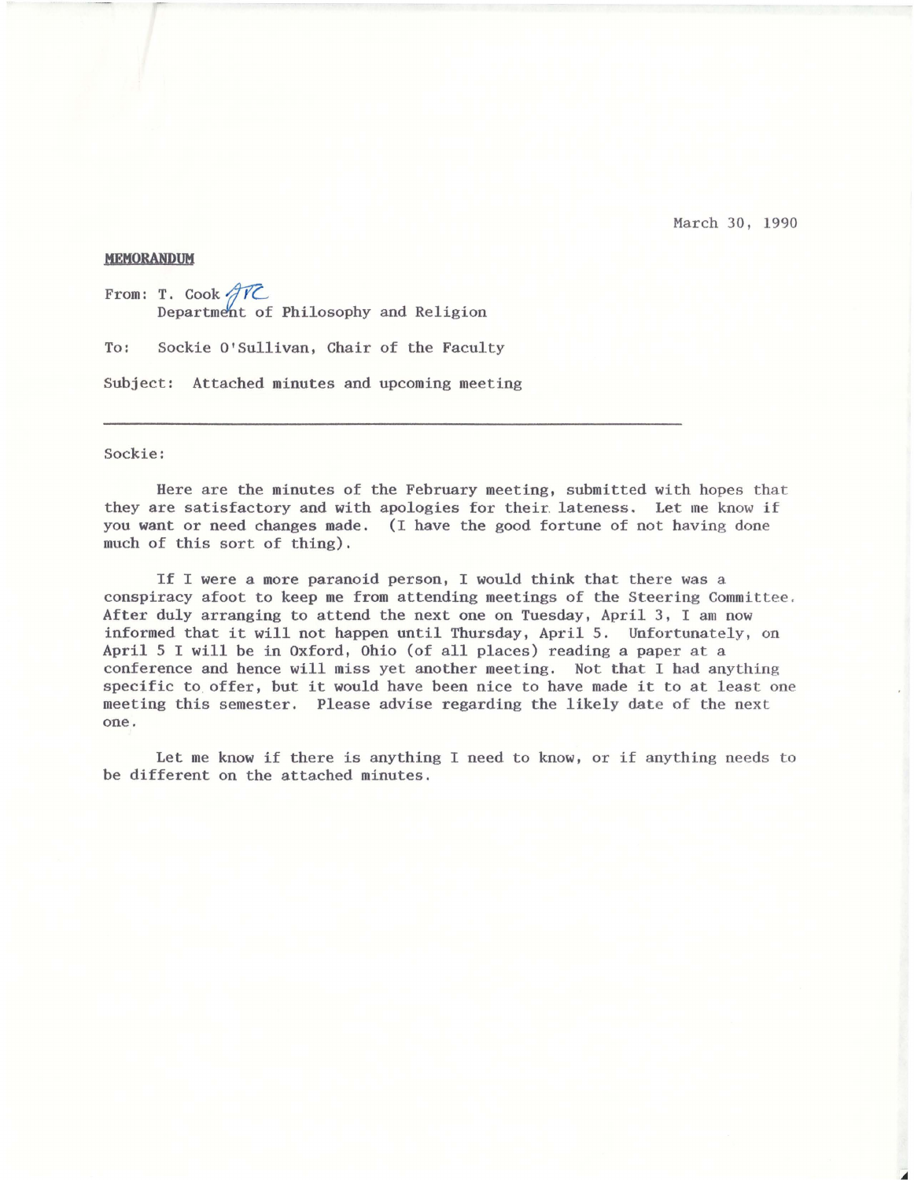March 30, 1990

**MEMORANDUM**

From: T. Cook
Department of Philosophy and Religion

To: Sockie O'Sullivan, Chair of the Faculty

Subject: Attached minutes and upcoming meeting

---

Sockie:

Here are the minutes of the February meeting, submitted with hopes that they are satisfactory and with apologies for their lateness. Let me know if you want or need changes made. (I have the good fortune of not having done much of this sort of thing).

If I were a more paranoid person, I would think that there was a conspiracy afoot to keep me from attending meetings of the Steering Committee. After duly arranging to attend the next one on Tuesday, April 3, I am now informed that it will not happen until Thursday, April 5. Unfortunately, on April 5 I will be in Oxford, Ohio (of all places) reading a paper at a conference and hence will miss yet another meeting. Not that I had anything specific to offer, but it would have been nice to have made it to at least one meeting this semester. Please advise regarding the likely date of the next one.

Let me know if there is anything I need to know, or if anything needs to be different on the attached minutes.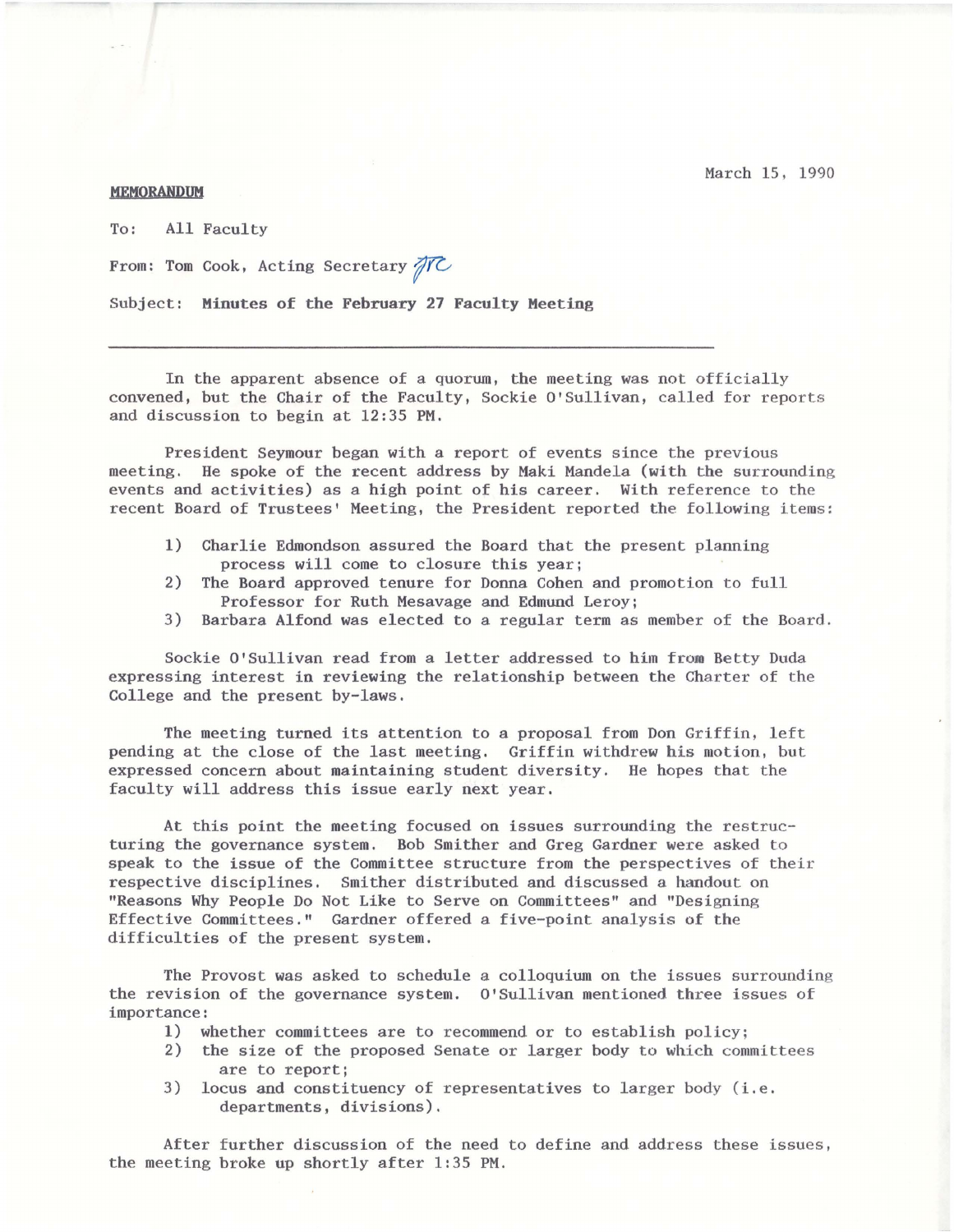March 15, 1990

**MEMORANDUM**

To: All Faculty

From: Tom Cook, Acting Secretary

Subject: **Minutes of the February 27 Faculty Meeting**

---

In the apparent absence of a quorum, the meeting was not officially convened, but the Chair of the Faculty, Sockie O'Sullivan, called for reports and discussion to begin at 12:35 PM.

President Seymour began with a report of events since the previous meeting. He spoke of the recent address by Maki Mandela (with the surrounding events and activities) as a high point of his career. With reference to the recent Board of Trustees' Meeting, the President reported the following items:

1) Charlie Edmondson assured the Board that the present planning process will come to closure this year;
2) The Board approved tenure for Donna Cohen and promotion to full Professor for Ruth Mesavage and Edmund Leroy;
3) Barbara Alfond was elected to a regular term as member of the Board.

Sockie O'Sullivan read from a letter addressed to him from Betty Duda expressing interest in reviewing the relationship between the Charter of the College and the present by-laws.

The meeting turned its attention to a proposal from Don Griffin, left pending at the close of the last meeting. Griffin withdrew his motion, but expressed concern about maintaining student diversity. He hopes that the faculty will address this issue early next year.

At this point the meeting focused on issues surrounding the restructuring the governance system. Bob Smither and Greg Gardner were asked to speak to the issue of the Committee structure from the perspectives of their respective disciplines. Smither distributed and discussed a handout on "Reasons Why People Do Not Like to Serve on Committees" and "Designing Effective Committees." Gardner offered a five-point analysis of the difficulties of the present system.

The Provost was asked to schedule a colloquium on the issues surrounding the revision of the governance system. O'Sullivan mentioned three issues of importance:

1) whether committees are to recommend or to establish policy;
2) the size of the proposed Senate or larger body to which committees are to report;
3) locus and constituency of representatives to larger body (i.e. departments, divisions).

After further discussion of the need to define and address these issues, the meeting broke up shortly after 1:35 PM.